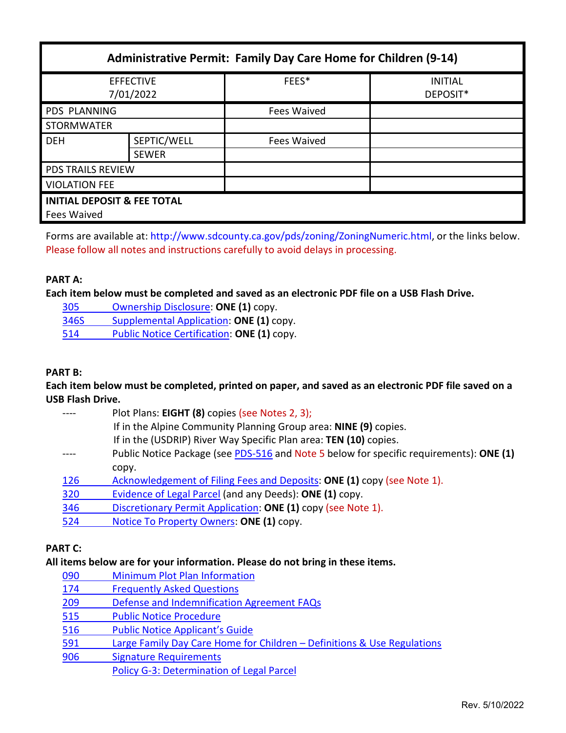| Administrative Permit: Family Day Care Home for Children (9-14) | | | |
|---|---|---|---|
| EFFECTIVE 7/01/2022 | | FEES* | INITIAL DEPOSIT* |
| PDS PLANNING | | Fees Waived | |
| STORMWATER | | | |
| DEH | SEPTIC/WELL | Fees Waived | |
| | SEWER | | |
| PDS TRAILS REVIEW | | | |
| VIOLATION FEE | | | |
| **INITIAL DEPOSIT & FEE TOTAL** Fees Waived | | | |

Forms are available at: http://www.sdcounty.ca.gov/pds/zoning/ZoningNumeric.html, or the links below. Please follow all notes and instructions carefully to avoid delays in processing.

**PART A:**

**Each item below must be completed and saved as an electronic PDF file on a USB Flash Drive.**

- 305 Ownership Disclosure: **ONE (1)** copy.
- 346S Supplemental Application: **ONE (1)** copy.
- 514 Public Notice Certification: **ONE (1)** copy.

**PART B:**

**Each item below must be completed, printed on paper, and saved as an electronic PDF file saved on a USB Flash Drive.**

- ---- Plot Plans: **EIGHT (8)** copies (see Notes 2, 3);
  If in the Alpine Community Planning Group area: **NINE (9)** copies.
  If in the (USDRIP) River Way Specific Plan area: **TEN (10)** copies.
- ---- Public Notice Package (see PDS-516 and Note 5 below for specific requirements): **ONE (1)** copy.
- 126 Acknowledgement of Filing Fees and Deposits: **ONE (1)** copy (see Note 1).
- 320 Evidence of Legal Parcel (and any Deeds): **ONE (1)** copy.
- 346 Discretionary Permit Application: **ONE (1)** copy (see Note 1).
- 524 Notice To Property Owners: **ONE (1)** copy.

**PART C:**

**All items below are for your information. Please do not bring in these items.**

- 090 Minimum Plot Plan Information
- 174 Frequently Asked Questions
- 209 Defense and Indemnification Agreement FAQs
- 515 Public Notice Procedure
- 516 Public Notice Applicant's Guide
- 591 Large Family Day Care Home for Children – Definitions & Use Regulations
- 906 Signature Requirements
- Policy G-3: Determination of Legal Parcel

Rev. 5/10/2022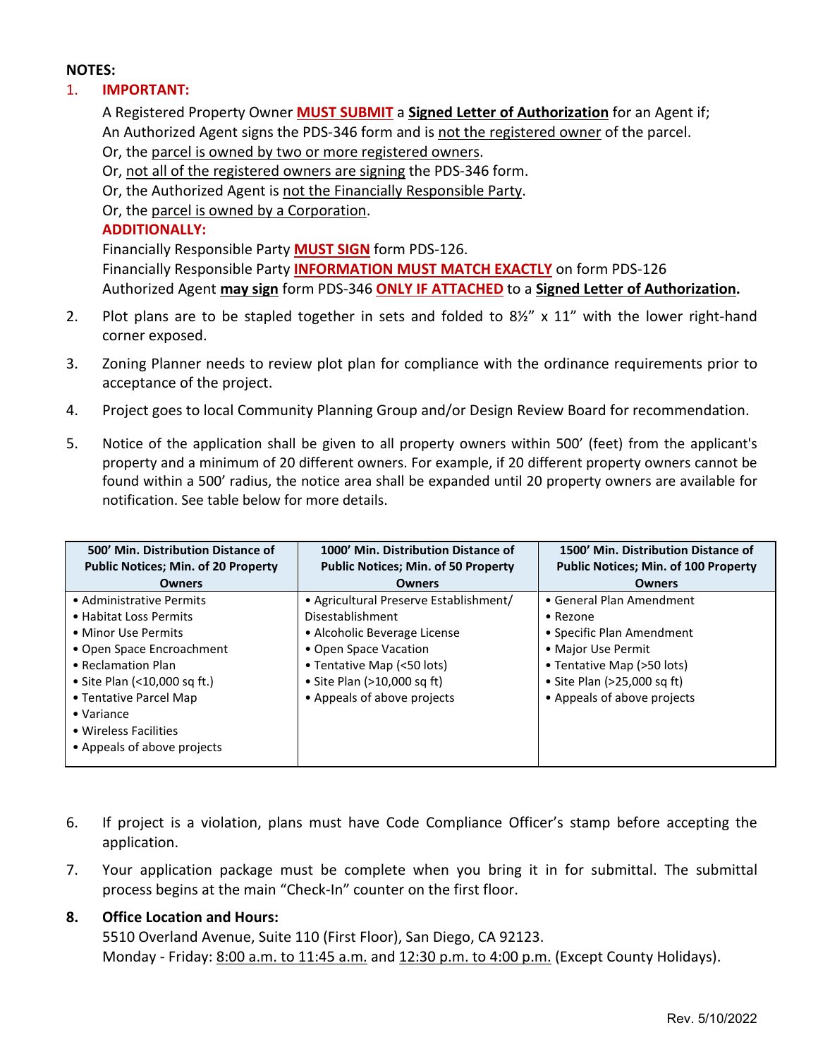**NOTES:**

1. **IMPORTANT:**

   A Registered Property Owner **MUST SUBMIT** a **Signed Letter of Authorization** for an Agent if;
   An Authorized Agent signs the PDS-346 form and is not the registered owner of the parcel.
   Or, the parcel is owned by two or more registered owners.
   Or, not all of the registered owners are signing the PDS-346 form.
   Or, the Authorized Agent is not the Financially Responsible Party.
   Or, the parcel is owned by a Corporation.

   **ADDITIONALLY:**

   Financially Responsible Party **MUST SIGN** form PDS-126.
   Financially Responsible Party **INFORMATION MUST MATCH EXACTLY** on form PDS-126
   Authorized Agent **may sign** form PDS-346 **ONLY IF ATTACHED** to a **Signed Letter of Authorization.**

2. Plot plans are to be stapled together in sets and folded to 8½" x 11" with the lower right-hand corner exposed.

3. Zoning Planner needs to review plot plan for compliance with the ordinance requirements prior to acceptance of the project.

4. Project goes to local Community Planning Group and/or Design Review Board for recommendation.

5. Notice of the application shall be given to all property owners within 500' (feet) from the applicant's property and a minimum of 20 different owners. For example, if 20 different property owners cannot be found within a 500' radius, the notice area shall be expanded until 20 property owners are available for notification. See table below for more details.

| 500' Min. Distribution Distance of Public Notices; Min. of 20 Property Owners | 1000' Min. Distribution Distance of Public Notices; Min. of 50 Property Owners | 1500' Min. Distribution Distance of Public Notices; Min. of 100 Property Owners |
|---|---|---|
| • Administrative Permits<br>• Habitat Loss Permits<br>• Minor Use Permits<br>• Open Space Encroachment<br>• Reclamation Plan<br>• Site Plan (<10,000 sq ft.)<br>• Tentative Parcel Map<br>• Variance<br>• Wireless Facilities<br>• Appeals of above projects | • Agricultural Preserve Establishment/ Disestablishment<br>• Alcoholic Beverage License<br>• Open Space Vacation<br>• Tentative Map (<50 lots)<br>• Site Plan (>10,000 sq ft)<br>• Appeals of above projects | • General Plan Amendment<br>• Rezone<br>• Specific Plan Amendment<br>• Major Use Permit<br>• Tentative Map (>50 lots)<br>• Site Plan (>25,000 sq ft)<br>• Appeals of above projects |

6. If project is a violation, plans must have Code Compliance Officer's stamp before accepting the application.

7. Your application package must be complete when you bring it in for submittal. The submittal process begins at the main "Check-In" counter on the first floor.

8. **Office Location and Hours:**

   5510 Overland Avenue, Suite 110 (First Floor), San Diego, CA 92123.
   Monday - Friday: 8:00 a.m. to 11:45 a.m. and 12:30 p.m. to 4:00 p.m. (Except County Holidays).

Rev. 5/10/2022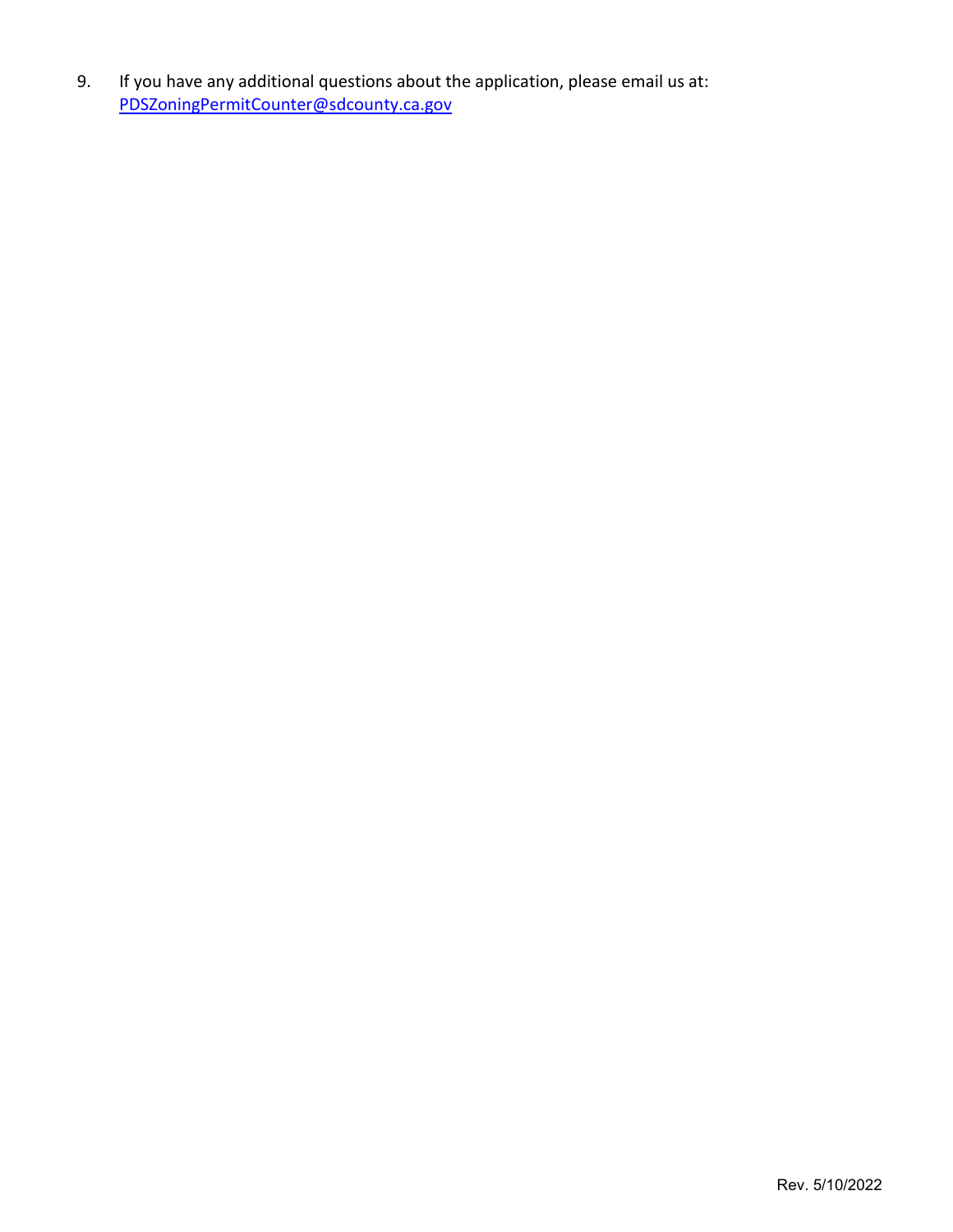9. If you have any additional questions about the application, please email us at: PDSZoningPermitCounter@sdcounty.ca.gov

Rev. 5/10/2022